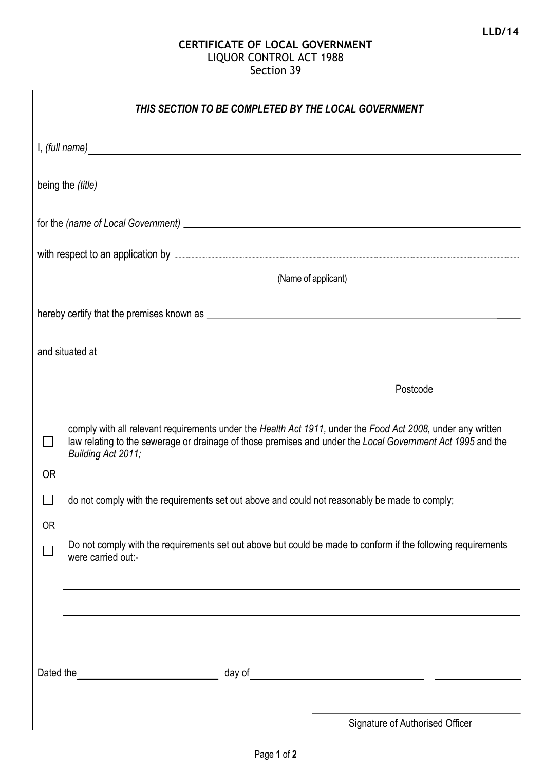LLD/14

**CERTIFICATE OF LOCAL GOVERNMENT**
LIQUOR CONTROL ACT 1988
Section 39

***THIS SECTION TO BE COMPLETED BY THE LOCAL GOVERNMENT***

I, *(full name)* \_\_\_\_\_\_\_\_\_\_\_\_\_\_\_\_\_\_\_\_\_\_\_\_\_\_\_\_\_\_\_\_\_\_\_\_\_\_\_\_

being the *(title)* \_\_\_\_\_\_\_\_\_\_\_\_\_\_\_\_\_\_\_\_\_\_\_\_\_\_\_\_\_\_\_\_\_\_\_\_\_\_\_\_

for the *(name of Local Government)* \_\_\_\_\_\_\_\_\_\_\_\_\_\_\_\_\_\_\_\_\_\_\_\_\_\_\_\_\_\_\_\_\_\_\_\_\_\_\_\_

with respect to an application by ........................................................................................................

(Name of applicant)

hereby certify that the premises known as \_\_\_\_\_\_\_\_\_\_\_\_\_\_\_\_\_\_\_\_\_\_\_\_\_\_\_\_\_\_\_\_\_\_\_\_\_\_\_\_

and situated at \_\_\_\_\_\_\_\_\_\_\_\_\_\_\_\_\_\_\_\_\_\_\_\_\_\_\_\_\_\_\_\_\_\_\_\_\_\_\_\_

\_\_\_\_\_\_\_\_\_\_\_\_\_\_\_\_\_\_\_\_\_\_\_\_\_\_\_\_\_\_\_\_\_\_\_\_\_\_\_\_ Postcode \_\_\_\_\_\_\_\_\_\_\_\_

☐ comply with all relevant requirements under the *Health Act 1911,* under the *Food Act 2008,* under any written law relating to the sewerage or drainage of those premises and under the *Local Government Act 1995* and the *Building Act 2011;*

OR

☐ do not comply with the requirements set out above and could not reasonably be made to comply;

OR

☐ Do not comply with the requirements set out above but could be made to conform if the following requirements were carried out:-

\_\_\_\_\_\_\_\_\_\_\_\_\_\_\_\_\_\_\_\_\_\_\_\_\_\_\_\_\_\_\_\_\_\_\_\_\_\_\_\_

\_\_\_\_\_\_\_\_\_\_\_\_\_\_\_\_\_\_\_\_\_\_\_\_\_\_\_\_\_\_\_\_\_\_\_\_\_\_\_\_

\_\_\_\_\_\_\_\_\_\_\_\_\_\_\_\_\_\_\_\_\_\_\_\_\_\_\_\_\_\_\_\_\_\_\_\_\_\_\_\_

Dated the \_\_\_\_\_\_\_\_\_\_\_\_\_\_\_\_ day of \_\_\_\_\_\_\_\_\_\_\_\_\_\_\_\_\_\_\_\_ \_\_\_\_\_\_\_\_\_\_

\_\_\_\_\_\_\_\_\_\_\_\_\_\_\_\_\_\_\_\_\_\_\_\_\_\_\_\_
Signature of Authorised Officer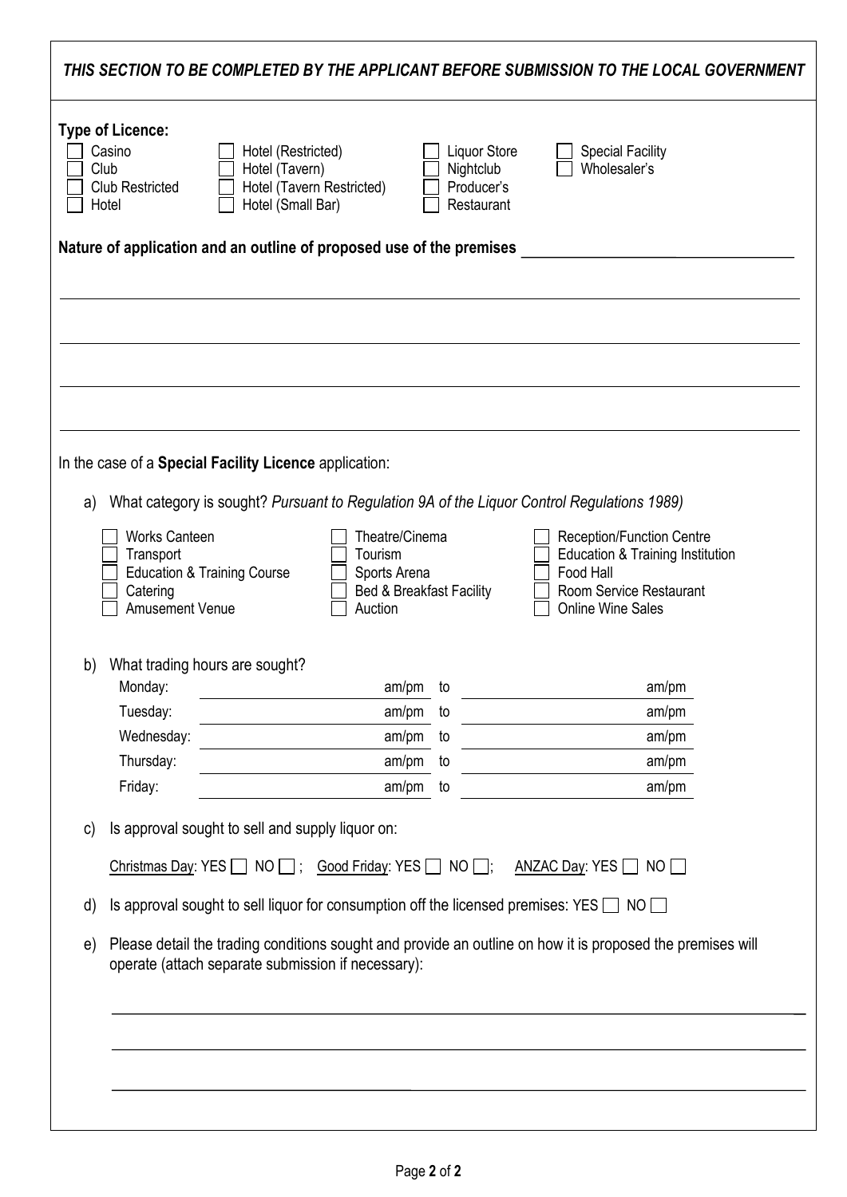***THIS SECTION TO BE COMPLETED BY THE APPLICANT BEFORE SUBMISSION TO THE LOCAL GOVERNMENT***

**Type of Licence:**

- ☐ Casino
- ☐ Club
- ☐ Club Restricted
- ☐ Hotel
- ☐ Hotel (Restricted)
- ☐ Hotel (Tavern)
- ☐ Hotel (Tavern Restricted)
- ☐ Hotel (Small Bar)
- ☐ Liquor Store
- ☐ Nightclub
- ☐ Producer's
- ☐ Restaurant
- ☐ Special Facility
- ☐ Wholesaler's

**Nature of application and an outline of proposed use of the premises** \_\_\_\_\_\_\_\_\_\_\_\_\_\_\_\_\_\_\_\_\_\_\_\_\_\_\_\_\_\_

\_\_\_\_\_\_\_\_\_\_\_\_\_\_\_\_\_\_\_\_\_\_\_\_\_\_\_\_\_\_\_\_\_\_\_\_\_\_\_\_\_\_\_\_\_\_\_\_\_\_\_\_\_\_\_\_\_\_\_\_\_\_\_\_\_\_\_\_\_\_\_\_

\_\_\_\_\_\_\_\_\_\_\_\_\_\_\_\_\_\_\_\_\_\_\_\_\_\_\_\_\_\_\_\_\_\_\_\_\_\_\_\_\_\_\_\_\_\_\_\_\_\_\_\_\_\_\_\_\_\_\_\_\_\_\_\_\_\_\_\_\_\_\_\_

\_\_\_\_\_\_\_\_\_\_\_\_\_\_\_\_\_\_\_\_\_\_\_\_\_\_\_\_\_\_\_\_\_\_\_\_\_\_\_\_\_\_\_\_\_\_\_\_\_\_\_\_\_\_\_\_\_\_\_\_\_\_\_\_\_\_\_\_\_\_\_\_

\_\_\_\_\_\_\_\_\_\_\_\_\_\_\_\_\_\_\_\_\_\_\_\_\_\_\_\_\_\_\_\_\_\_\_\_\_\_\_\_\_\_\_\_\_\_\_\_\_\_\_\_\_\_\_\_\_\_\_\_\_\_\_\_\_\_\_\_\_\_\_\_

In the case of a **Special Facility Licence** application:

a) What category is sought? *Pursuant to Regulation 9A of the Liquor Control Regulations 1989)*

- ☐ Works Canteen
- ☐ Transport
- ☐ Education & Training Course
- ☐ Catering
- ☐ Amusement Venue
- ☐ Theatre/Cinema
- ☐ Tourism
- ☐ Sports Arena
- ☐ Bed & Breakfast Facility
- ☐ Auction
- ☐ Reception/Function Centre
- ☐ Education & Training Institution
- ☐ Food Hall
- ☐ Room Service Restaurant
- ☐ Online Wine Sales

b) What trading hours are sought?

| | | | |
|---|---|---|---|
| Monday: | \_\_\_\_\_\_\_\_ am/pm | to | \_\_\_\_\_\_\_\_ am/pm |
| Tuesday: | \_\_\_\_\_\_\_\_ am/pm | to | \_\_\_\_\_\_\_\_ am/pm |
| Wednesday: | \_\_\_\_\_\_\_\_ am/pm | to | \_\_\_\_\_\_\_\_ am/pm |
| Thursday: | \_\_\_\_\_\_\_\_ am/pm | to | \_\_\_\_\_\_\_\_ am/pm |
| Friday: | \_\_\_\_\_\_\_\_ am/pm | to | \_\_\_\_\_\_\_\_ am/pm |

c) Is approval sought to sell and supply liquor on:

Christmas Day: YES ☐ NO ☐ ; Good Friday: YES ☐ NO ☐; ANZAC Day: YES ☐ NO ☐

d) Is approval sought to sell liquor for consumption off the licensed premises: YES ☐ NO ☐

e) Please detail the trading conditions sought and provide an outline on how it is proposed the premises will operate (attach separate submission if necessary):

\_\_\_\_\_\_\_\_\_\_\_\_\_\_\_\_\_\_\_\_\_\_\_\_\_\_\_\_\_\_\_\_\_\_\_\_\_\_\_\_\_\_\_\_\_\_\_\_\_\_\_\_\_\_\_\_\_\_\_\_\_\_\_\_\_\_\_\_\_\_\_\_

\_\_\_\_\_\_\_\_\_\_\_\_\_\_\_\_\_\_\_\_\_\_\_\_\_\_\_\_\_\_\_\_\_\_\_\_\_\_\_\_\_\_\_\_\_\_\_\_\_\_\_\_\_\_\_\_\_\_\_\_\_\_\_\_\_\_\_\_\_\_\_\_

\_\_\_\_\_\_\_\_\_\_\_\_\_\_\_\_\_\_\_\_\_\_\_\_\_\_\_\_\_\_\_\_\_\_\_\_\_\_\_\_\_\_\_\_\_\_\_\_\_\_\_\_\_\_\_\_\_\_\_\_\_\_\_\_\_\_\_\_\_\_\_\_